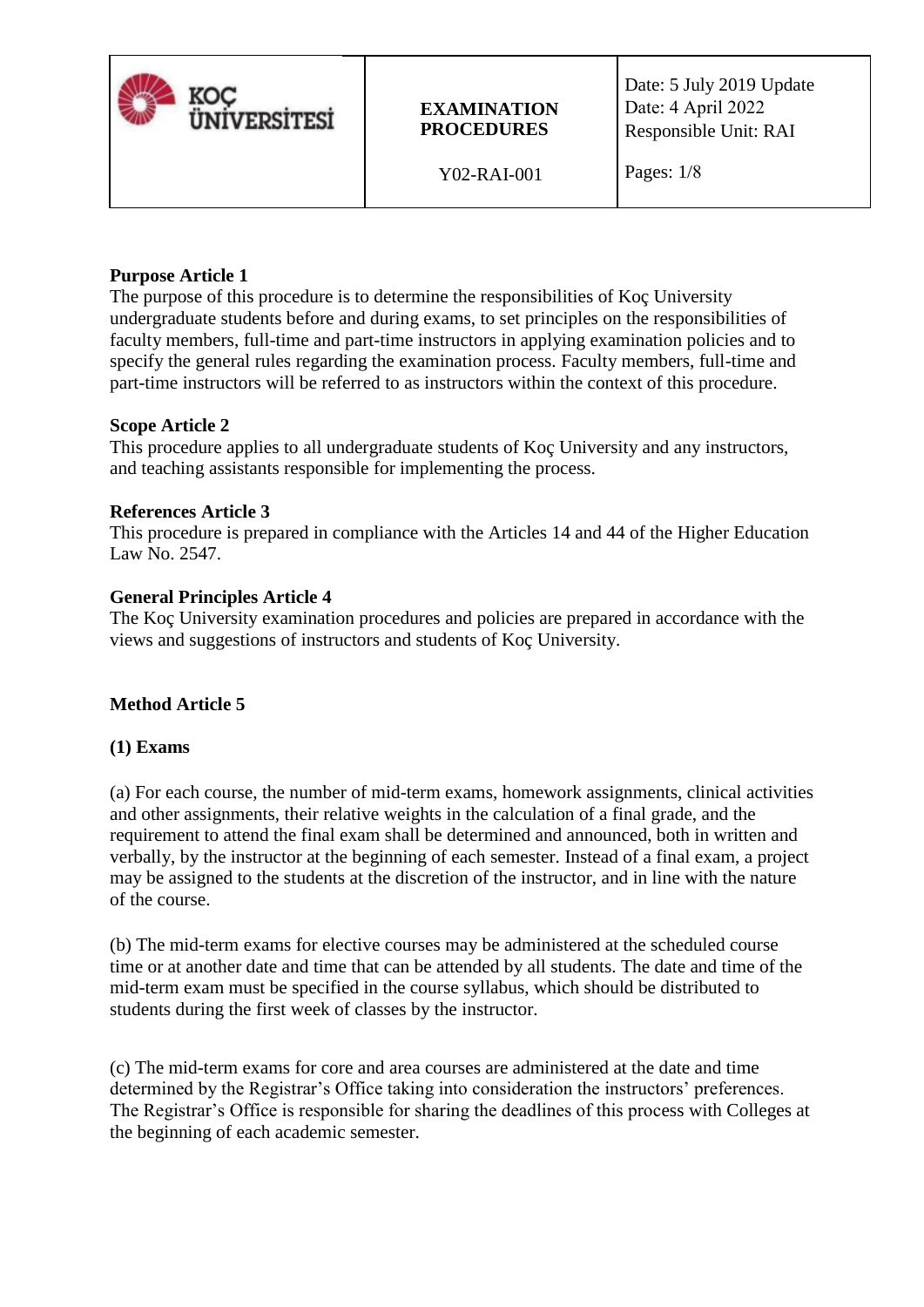| KOÇ ÜNİVERSİTESİ | **EXAMINATION PROCEDURES**<br><br>Y02-RAI-001 | Date: 5 July 2019 Update<br>Date: 4 April 2022<br>Responsible Unit: RAI<br><br>Pages: 1/8 |
|---|---|---|

**Purpose Article 1**
The purpose of this procedure is to determine the responsibilities of Koç University undergraduate students before and during exams, to set principles on the responsibilities of faculty members, full-time and part-time instructors in applying examination policies and to specify the general rules regarding the examination process. Faculty members, full-time and part-time instructors will be referred to as instructors within the context of this procedure.

**Scope Article 2**
This procedure applies to all undergraduate students of Koç University and any instructors, and teaching assistants responsible for implementing the process.

**References Article 3**
This procedure is prepared in compliance with the Articles 14 and 44 of the Higher Education Law No. 2547.

**General Principles Article 4**
The Koç University examination procedures and policies are prepared in accordance with the views and suggestions of instructors and students of Koç University.

**Method Article 5**

**(1) Exams**

(a) For each course, the number of mid-term exams, homework assignments, clinical activities and other assignments, their relative weights in the calculation of a final grade, and the requirement to attend the final exam shall be determined and announced, both in written and verbally, by the instructor at the beginning of each semester. Instead of a final exam, a project may be assigned to the students at the discretion of the instructor, and in line with the nature of the course.

(b) The mid-term exams for elective courses may be administered at the scheduled course time or at another date and time that can be attended by all students. The date and time of the mid-term exam must be specified in the course syllabus, which should be distributed to students during the first week of classes by the instructor.

(c) The mid-term exams for core and area courses are administered at the date and time determined by the Registrar's Office taking into consideration the instructors' preferences. The Registrar's Office is responsible for sharing the deadlines of this process with Colleges at the beginning of each academic semester.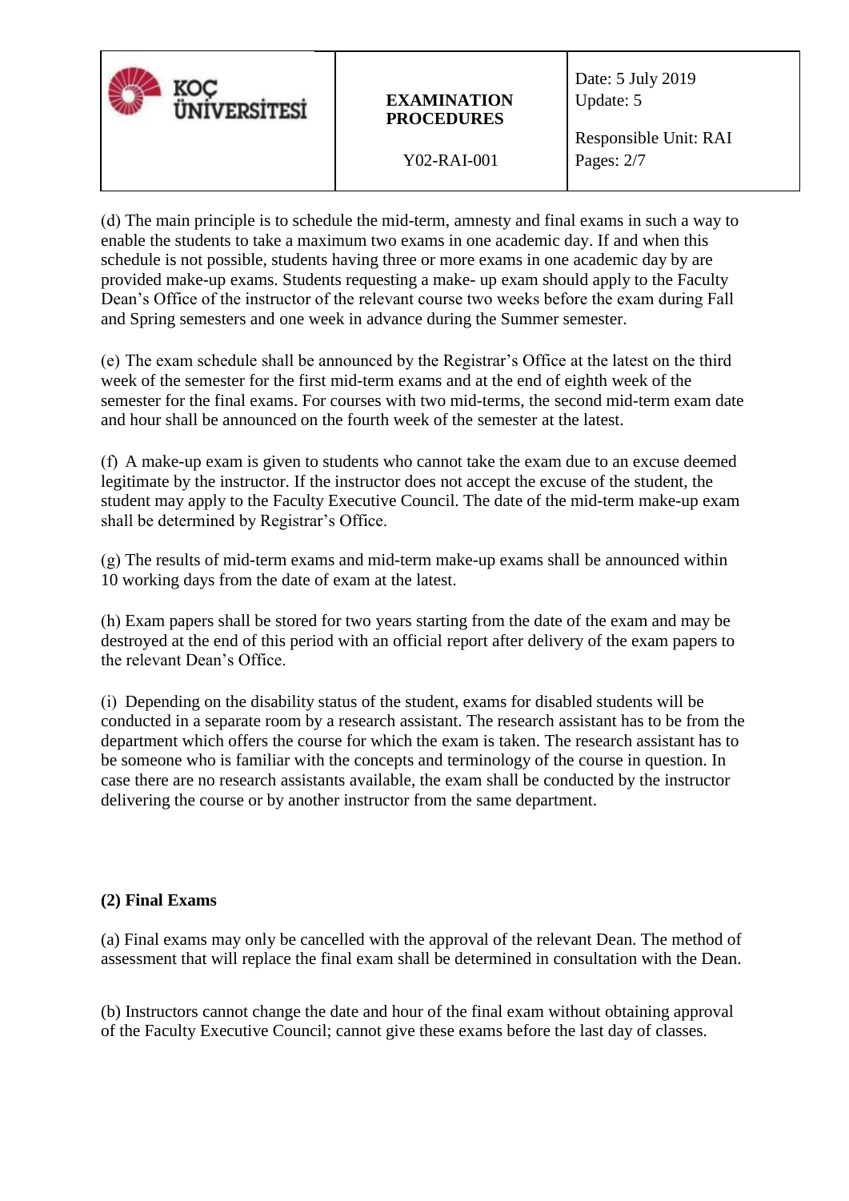(d) The main principle is to schedule the mid-term, amnesty and final exams in such a way to enable the students to take a maximum two exams in one academic day. If and when this schedule is not possible, students having three or more exams in one academic day by are provided make-up exams. Students requesting a make- up exam should apply to the Faculty Dean's Office of the instructor of the relevant course two weeks before the exam during Fall and Spring semesters and one week in advance during the Summer semester.

(e) The exam schedule shall be announced by the Registrar's Office at the latest on the third week of the semester for the first mid-term exams and at the end of eighth week of the semester for the final exams. For courses with two mid-terms, the second mid-term exam date and hour shall be announced on the fourth week of the semester at the latest.

(f) A make-up exam is given to students who cannot take the exam due to an excuse deemed legitimate by the instructor. If the instructor does not accept the excuse of the student, the student may apply to the Faculty Executive Council. The date of the mid-term make-up exam shall be determined by Registrar's Office.

(g) The results of mid-term exams and mid-term make-up exams shall be announced within 10 working days from the date of exam at the latest.

(h) Exam papers shall be stored for two years starting from the date of the exam and may be destroyed at the end of this period with an official report after delivery of the exam papers to the relevant Dean's Office.

(i) Depending on the disability status of the student, exams for disabled students will be conducted in a separate room by a research assistant. The research assistant has to be from the department which offers the course for which the exam is taken. The research assistant has to be someone who is familiar with the concepts and terminology of the course in question. In case there are no research assistants available, the exam shall be conducted by the instructor delivering the course or by another instructor from the same department.

**(2) Final Exams**

(a) Final exams may only be cancelled with the approval of the relevant Dean. The method of assessment that will replace the final exam shall be determined in consultation with the Dean.

(b) Instructors cannot change the date and hour of the final exam without obtaining approval of the Faculty Executive Council; cannot give these exams before the last day of classes.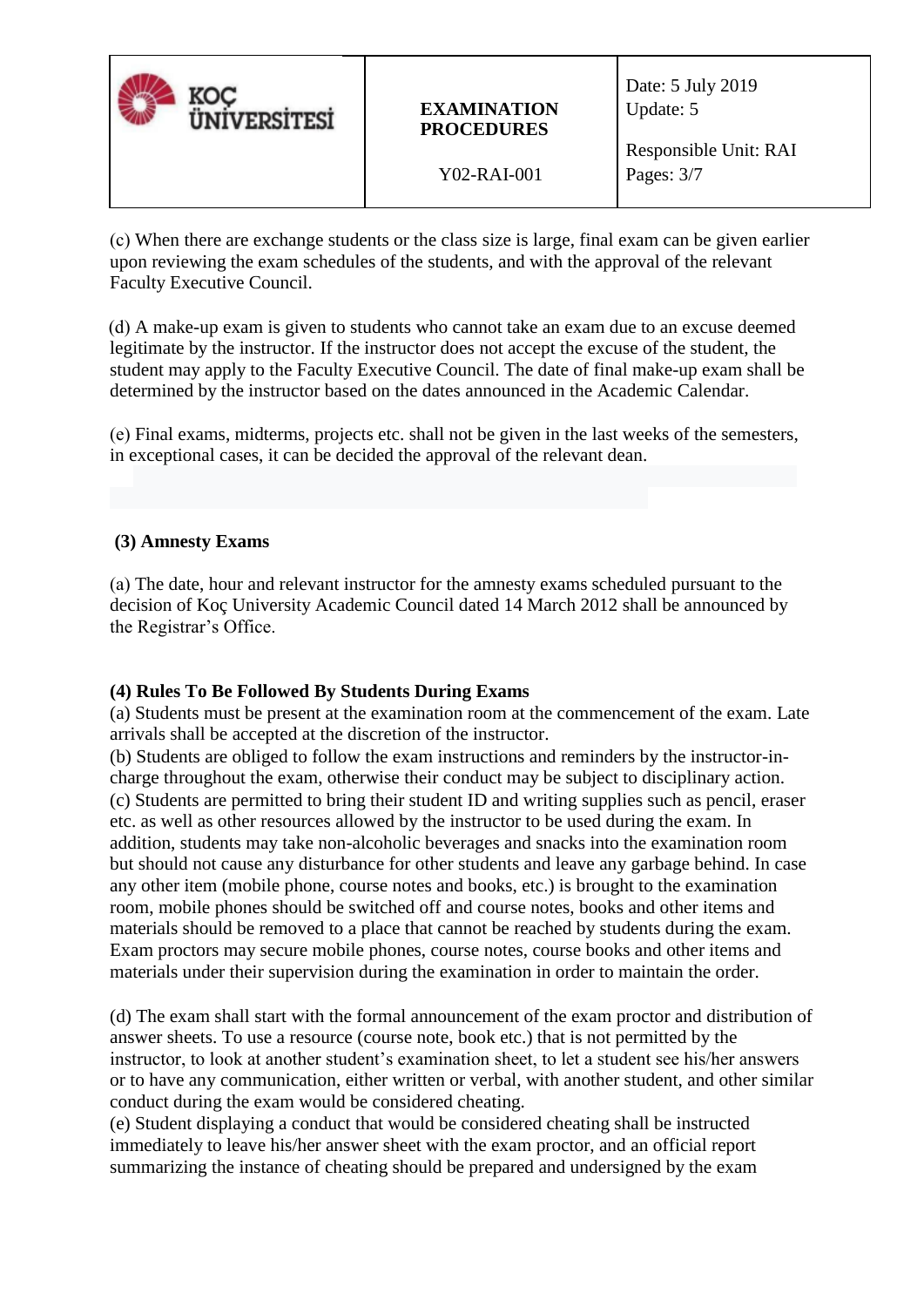(c) When there are exchange students or the class size is large, final exam can be given earlier upon reviewing the exam schedules of the students, and with the approval of the relevant Faculty Executive Council.

(d) A make-up exam is given to students who cannot take an exam due to an excuse deemed legitimate by the instructor. If the instructor does not accept the excuse of the student, the student may apply to the Faculty Executive Council. The date of final make-up exam shall be determined by the instructor based on the dates announced in the Academic Calendar.

(e) Final exams, midterms, projects etc. shall not be given in the last weeks of the semesters, in exceptional cases, it can be decided the approval of the relevant dean.

**(3) Amnesty Exams**

(a) The date, hour and relevant instructor for the amnesty exams scheduled pursuant to the decision of Koç University Academic Council dated 14 March 2012 shall be announced by the Registrar's Office.

**(4) Rules To Be Followed By Students During Exams**

(a) Students must be present at the examination room at the commencement of the exam. Late arrivals shall be accepted at the discretion of the instructor.
(b) Students are obliged to follow the exam instructions and reminders by the instructor-in-charge throughout the exam, otherwise their conduct may be subject to disciplinary action.
(c) Students are permitted to bring their student ID and writing supplies such as pencil, eraser etc. as well as other resources allowed by the instructor to be used during the exam. In addition, students may take non-alcoholic beverages and snacks into the examination room but should not cause any disturbance for other students and leave any garbage behind. In case any other item (mobile phone, course notes and books, etc.) is brought to the examination room, mobile phones should be switched off and course notes, books and other items and materials should be removed to a place that cannot be reached by students during the exam. Exam proctors may secure mobile phones, course notes, course books and other items and materials under their supervision during the examination in order to maintain the order.

(d) The exam shall start with the formal announcement of the exam proctor and distribution of answer sheets. To use a resource (course note, book etc.) that is not permitted by the instructor, to look at another student's examination sheet, to let a student see his/her answers or to have any communication, either written or verbal, with another student, and other similar conduct during the exam would be considered cheating.
(e) Student displaying a conduct that would be considered cheating shall be instructed immediately to leave his/her answer sheet with the exam proctor, and an official report summarizing the instance of cheating should be prepared and undersigned by the exam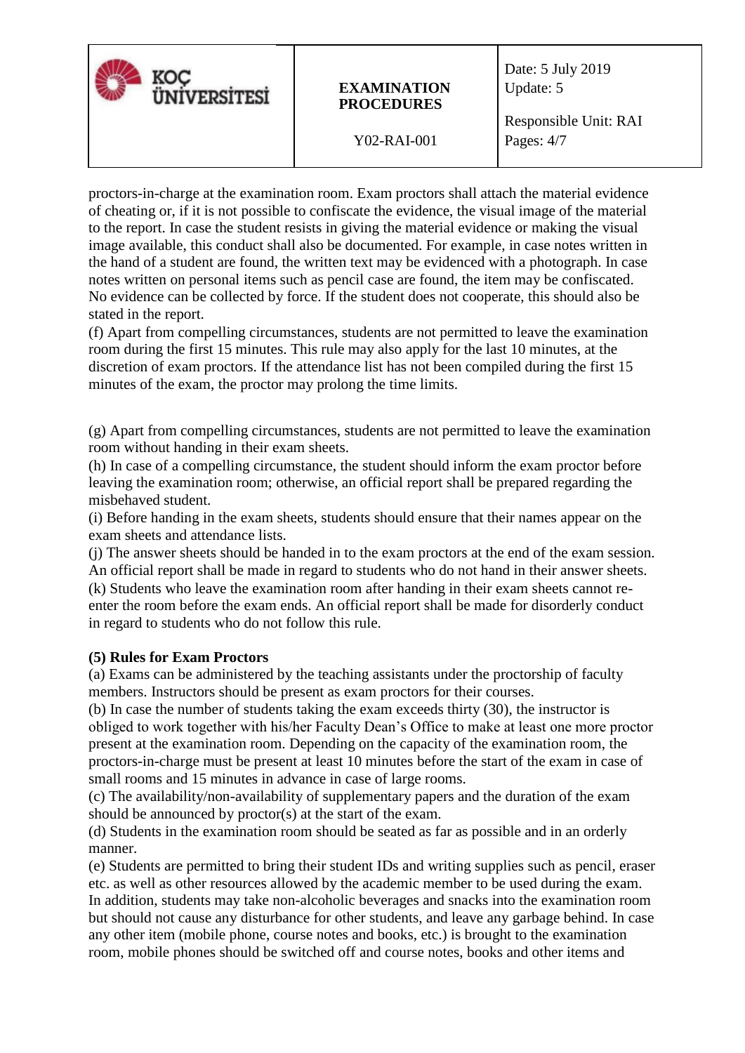proctors-in-charge at the examination room. Exam proctors shall attach the material evidence of cheating or, if it is not possible to confiscate the evidence, the visual image of the material to the report. In case the student resists in giving the material evidence or making the visual image available, this conduct shall also be documented. For example, in case notes written in the hand of a student are found, the written text may be evidenced with a photograph. In case notes written on personal items such as pencil case are found, the item may be confiscated. No evidence can be collected by force. If the student does not cooperate, this should also be stated in the report.

(f) Apart from compelling circumstances, students are not permitted to leave the examination room during the first 15 minutes. This rule may also apply for the last 10 minutes, at the discretion of exam proctors. If the attendance list has not been compiled during the first 15 minutes of the exam, the proctor may prolong the time limits.

(g) Apart from compelling circumstances, students are not permitted to leave the examination room without handing in their exam sheets.

(h) In case of a compelling circumstance, the student should inform the exam proctor before leaving the examination room; otherwise, an official report shall be prepared regarding the misbehaved student.

(i) Before handing in the exam sheets, students should ensure that their names appear on the exam sheets and attendance lists.

(j) The answer sheets should be handed in to the exam proctors at the end of the exam session. An official report shall be made in regard to students who do not hand in their answer sheets.

(k) Students who leave the examination room after handing in their exam sheets cannot re-enter the room before the exam ends. An official report shall be made for disorderly conduct in regard to students who do not follow this rule.

**(5) Rules for Exam Proctors**

(a) Exams can be administered by the teaching assistants under the proctorship of faculty members. Instructors should be present as exam proctors for their courses.

(b) In case the number of students taking the exam exceeds thirty (30), the instructor is obliged to work together with his/her Faculty Dean's Office to make at least one more proctor present at the examination room. Depending on the capacity of the examination room, the proctors-in-charge must be present at least 10 minutes before the start of the exam in case of small rooms and 15 minutes in advance in case of large rooms.

(c) The availability/non-availability of supplementary papers and the duration of the exam should be announced by proctor(s) at the start of the exam.

(d) Students in the examination room should be seated as far as possible and in an orderly manner.

(e) Students are permitted to bring their student IDs and writing supplies such as pencil, eraser etc. as well as other resources allowed by the academic member to be used during the exam. In addition, students may take non-alcoholic beverages and snacks into the examination room but should not cause any disturbance for other students, and leave any garbage behind. In case any other item (mobile phone, course notes and books, etc.) is brought to the examination room, mobile phones should be switched off and course notes, books and other items and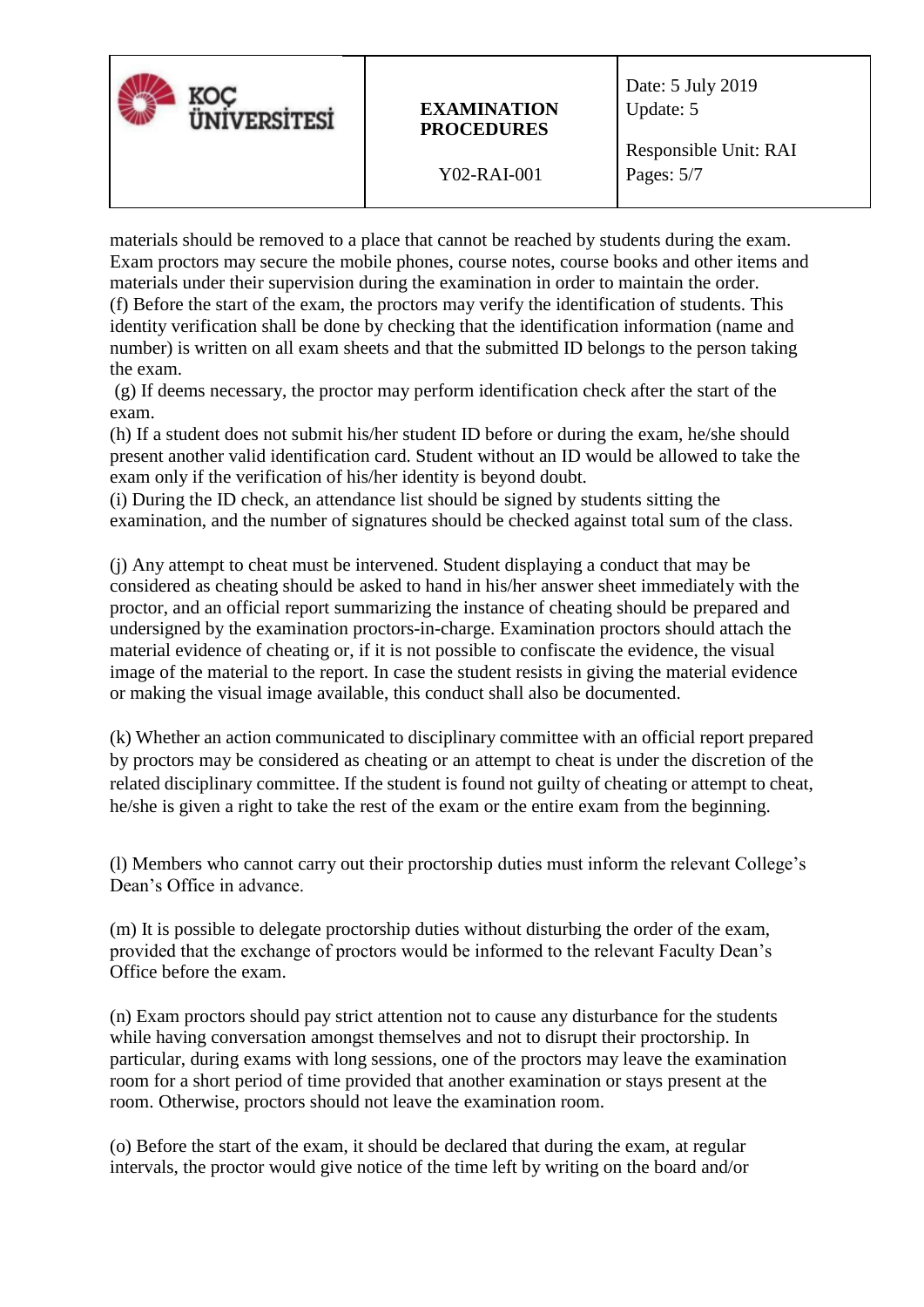materials should be removed to a place that cannot be reached by students during the exam. Exam proctors may secure the mobile phones, course notes, course books and other items and materials under their supervision during the examination in order to maintain the order.
(f) Before the start of the exam, the proctors may verify the identification of students. This identity verification shall be done by checking that the identification information (name and number) is written on all exam sheets and that the submitted ID belongs to the person taking the exam.
(g) If deems necessary, the proctor may perform identification check after the start of the exam.
(h) If a student does not submit his/her student ID before or during the exam, he/she should present another valid identification card. Student without an ID would be allowed to take the exam only if the verification of his/her identity is beyond doubt.
(i) During the ID check, an attendance list should be signed by students sitting the examination, and the number of signatures should be checked against total sum of the class.

(j) Any attempt to cheat must be intervened. Student displaying a conduct that may be considered as cheating should be asked to hand in his/her answer sheet immediately with the proctor, and an official report summarizing the instance of cheating should be prepared and undersigned by the examination proctors-in-charge. Examination proctors should attach the material evidence of cheating or, if it is not possible to confiscate the evidence, the visual image of the material to the report. In case the student resists in giving the material evidence or making the visual image available, this conduct shall also be documented.

(k) Whether an action communicated to disciplinary committee with an official report prepared by proctors may be considered as cheating or an attempt to cheat is under the discretion of the related disciplinary committee. If the student is found not guilty of cheating or attempt to cheat, he/she is given a right to take the rest of the exam or the entire exam from the beginning.

(l) Members who cannot carry out their proctorship duties must inform the relevant College's Dean's Office in advance.

(m) It is possible to delegate proctorship duties without disturbing the order of the exam, provided that the exchange of proctors would be informed to the relevant Faculty Dean's Office before the exam.

(n) Exam proctors should pay strict attention not to cause any disturbance for the students while having conversation amongst themselves and not to disrupt their proctorship. In particular, during exams with long sessions, one of the proctors may leave the examination room for a short period of time provided that another examination or stays present at the room. Otherwise, proctors should not leave the examination room.

(o) Before the start of the exam, it should be declared that during the exam, at regular intervals, the proctor would give notice of the time left by writing on the board and/or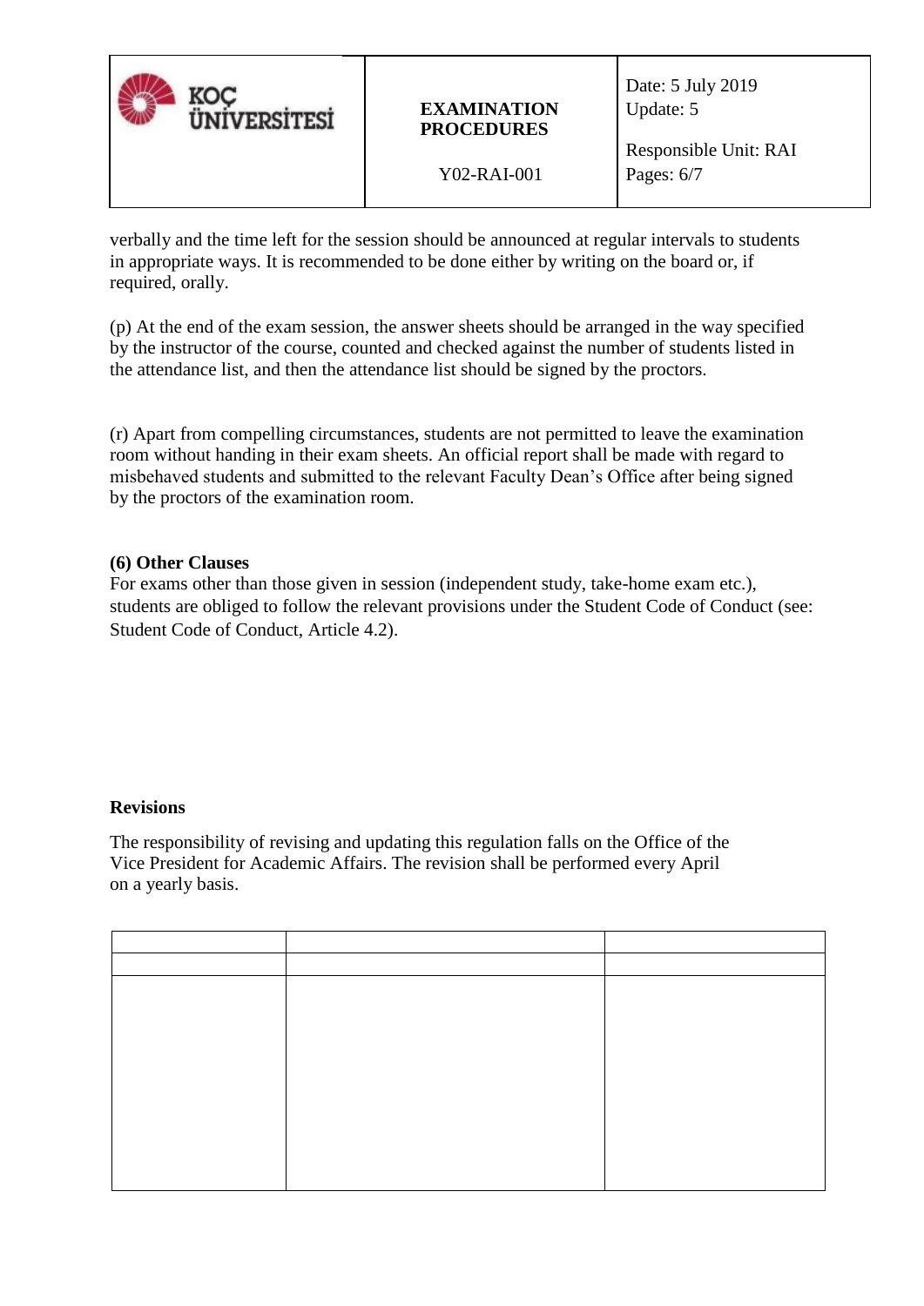verbally and the time left for the session should be announced at regular intervals to students in appropriate ways. It is recommended to be done either by writing on the board or, if required, orally.

(p) At the end of the exam session, the answer sheets should be arranged in the way specified by the instructor of the course, counted and checked against the number of students listed in the attendance list, and then the attendance list should be signed by the proctors.

(r) Apart from compelling circumstances, students are not permitted to leave the examination room without handing in their exam sheets. An official report shall be made with regard to misbehaved students and submitted to the relevant Faculty Dean's Office after being signed by the proctors of the examination room.

**(6) Other Clauses**

For exams other than those given in session (independent study, take-home exam etc.), students are obliged to follow the relevant provisions under the Student Code of Conduct (see: Student Code of Conduct, Article 4.2).

**Revisions**

The responsibility of revising and updating this regulation falls on the Office of the Vice President for Academic Affairs. The revision shall be performed every April on a yearly basis.

| | | |
|---|---|---|
| | | |
| | | |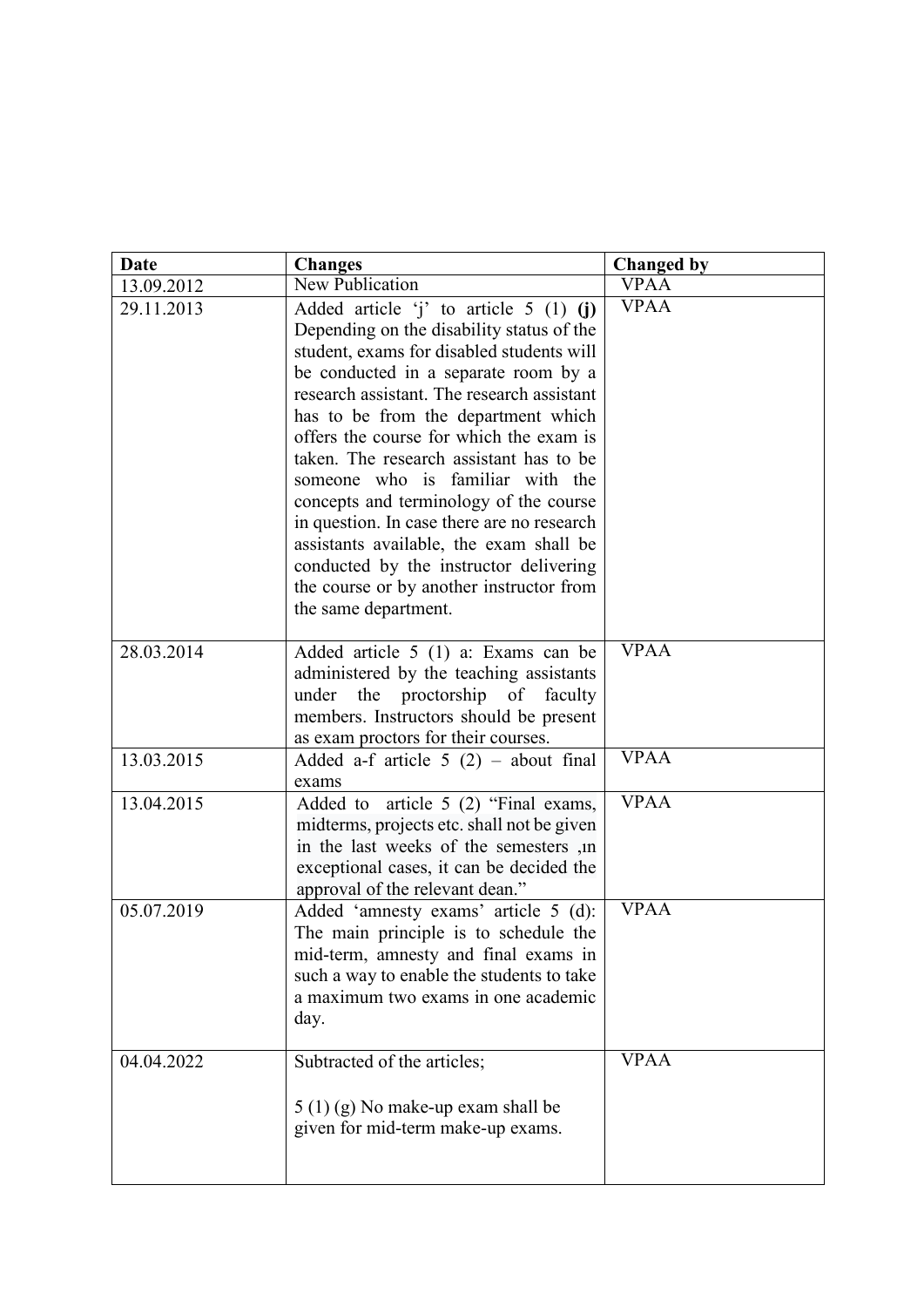| Date | Changes | Changed by |
| --- | --- | --- |
| 13.09.2012 | New Publication | VPAA |
| 29.11.2013 | Added article 'j' to article 5 (1) **(j)** Depending on the disability status of the student, exams for disabled students will be conducted in a separate room by a research assistant. The research assistant has to be from the department which offers the course for which the exam is taken. The research assistant has to be someone who is familiar with the concepts and terminology of the course in question. In case there are no research assistants available, the exam shall be conducted by the instructor delivering the course or by another instructor from the same department. | VPAA |
| 28.03.2014 | Added article 5 (1) a: Exams can be administered by the teaching assistants under the proctorship of faculty members. Instructors should be present as exam proctors for their courses. | VPAA |
| 13.03.2015 | Added a-f article 5 (2) – about final exams | VPAA |
| 13.04.2015 | Added to article 5 (2) "Final exams, midterms, projects etc. shall not be given in the last weeks of the semesters ,ın exceptional cases, it can be decided the approval of the relevant dean." | VPAA |
| 05.07.2019 | Added 'amnesty exams' article 5 (d): The main principle is to schedule the mid-term, amnesty and final exams in such a way to enable the students to take a maximum two exams in one academic day. | VPAA |
| 04.04.2022 | Subtracted of the articles;<br><br>5 (1) (g) No make-up exam shall be given for mid-term make-up exams. | VPAA |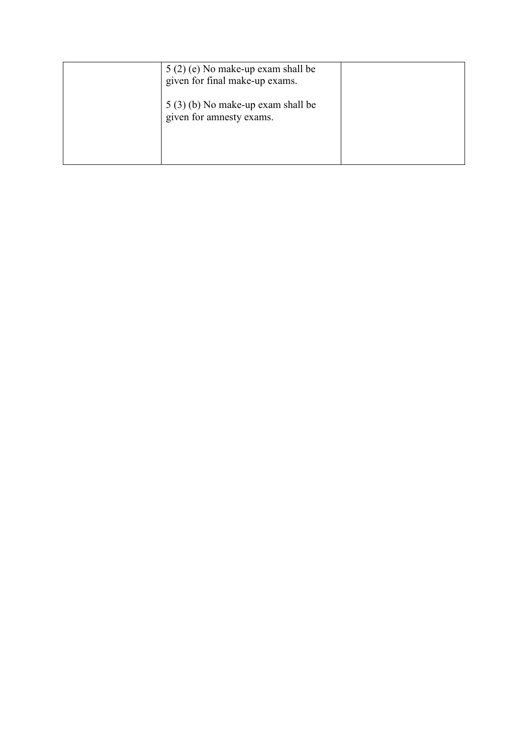| | | |
|---|---|---|
| | 5 (2) (e) No make-up exam shall be given for final make-up exams.<br><br>5 (3) (b) No make-up exam shall be given for amnesty exams. | |